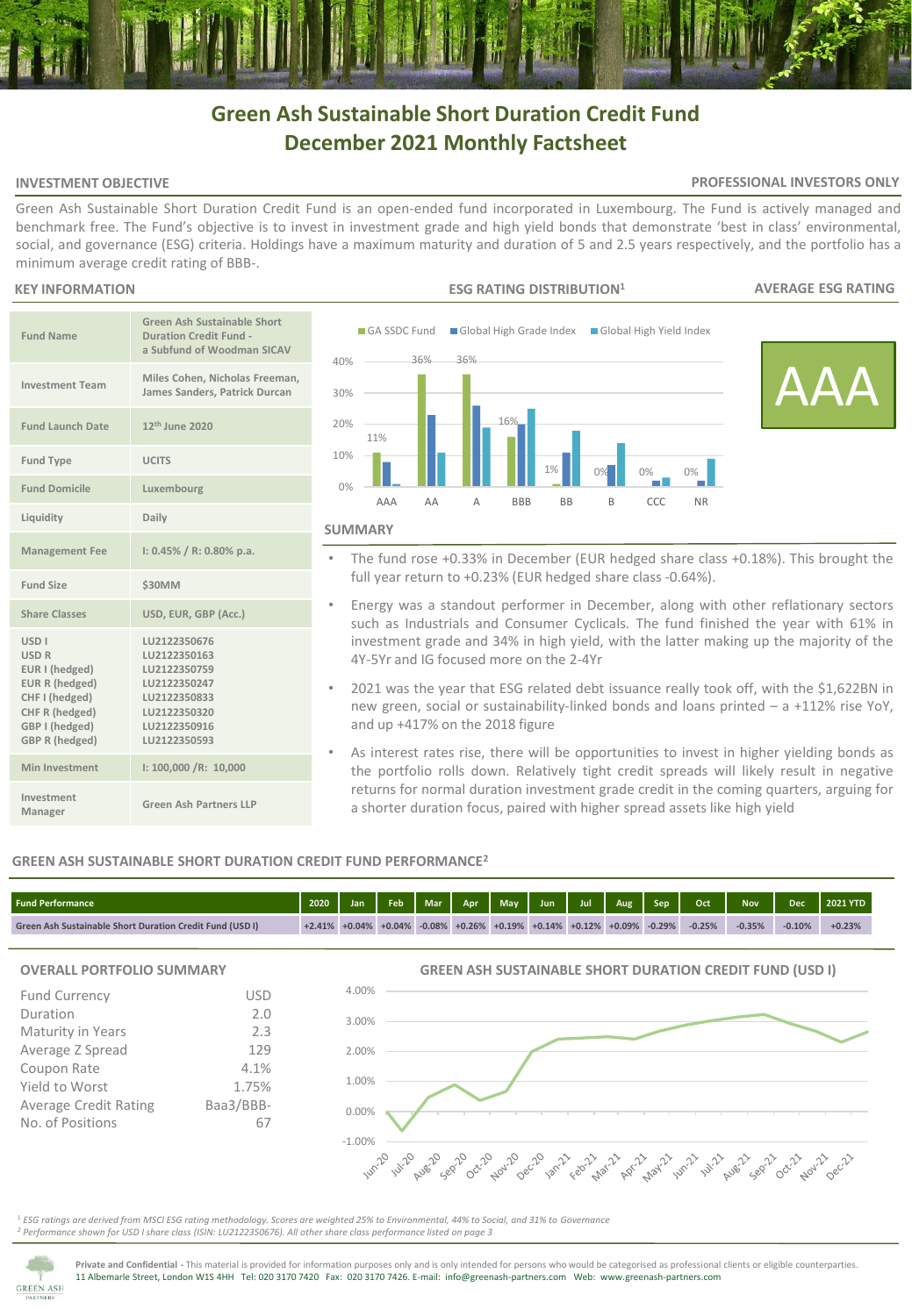# Green Ash Sustainable Short Duration Credit Fund
# December 2021 Monthly Factsheet

## INVESTMENT OBJECTIVE

**PROFESSIONAL INVESTORS ONLY**

Green Ash Sustainable Short Duration Credit Fund is an open-ended fund incorporated in Luxembourg. The Fund is actively managed and benchmark free. The Fund's objective is to invest in investment grade and high yield bonds that demonstrate 'best in class' environmental, social, and governance (ESG) criteria. Holdings have a maximum maturity and duration of 5 and 2.5 years respectively, and the portfolio has a minimum average credit rating of BBB-.

## KEY INFORMATION

| | |
|---|---|
| Fund Name | Green Ash Sustainable Short Duration Credit Fund - a Subfund of Woodman SICAV |
| Investment Team | Miles Cohen, Nicholas Freeman, James Sanders, Patrick Durcan |
| Fund Launch Date | 12th June 2020 |
| Fund Type | UCITS |
| Fund Domicile | Luxembourg |
| Liquidity | Daily |
| Management Fee | I: 0.45% / R: 0.80% p.a. |
| Fund Size | $30MM |
| Share Classes | USD, EUR, GBP (Acc.) |
| USD I<br>USD R<br>EUR I (hedged)<br>EUR R (hedged)<br>CHF I (hedged)<br>CHF R (hedged)<br>GBP I (hedged)<br>GBP R (hedged) | LU2122350676<br>LU2122350163<br>LU2122350759<br>LU2122350247<br>LU2122350833<br>LU2122350320<br>LU2122350916<br>LU2122350593 |
| Min Investment | I: 100,000 /R: 10,000 |
| Investment Manager | Green Ash Partners LLP |

## ESG RATING DISTRIBUTION[1]

| Rating | GA SSDC Fund |
|---|---|
| AAA | 11% |
| AA | 36% |
| A | 36% |
| BBB | 16% |
| BB | 1% |
| B | 0% |
| CCC | 0% |
| NR | 0% |

## AVERAGE ESG RATING

AAA

## SUMMARY

- The fund rose +0.33% in December (EUR hedged share class +0.18%). This brought the full year return to +0.23% (EUR hedged share class -0.64%).
- Energy was a standout performer in December, along with other reflationary sectors such as Industrials and Consumer Cyclicals. The fund finished the year with 61% in investment grade and 34% in high yield, with the latter making up the majority of the 4Y-5Yr and IG focused more on the 2-4Yr
- 2021 was the year that ESG related debt issuance really took off, with the $1,622BN in new green, social or sustainability-linked bonds and loans printed – a +112% rise YoY, and up +417% on the 2018 figure
- As interest rates rise, there will be opportunities to invest in higher yielding bonds as the portfolio rolls down. Relatively tight credit spreads will likely result in negative returns for normal duration investment grade credit in the coming quarters, arguing for a shorter duration focus, paired with higher spread assets like high yield

## GREEN ASH SUSTAINABLE SHORT DURATION CREDIT FUND PERFORMANCE[2]

| Fund Performance | 2020 | Jan | Feb | Mar | Apr | May | Jun | Jul | Aug | Sep | Oct | Nov | Dec | 2021 YTD |
|---|---|---|---|---|---|---|---|---|---|---|---|---|---|---|
| Green Ash Sustainable Short Duration Credit Fund (USD I) | +2.41% | +0.04% | +0.04% | -0.08% | +0.26% | +0.19% | +0.14% | +0.12% | +0.09% | -0.29% | -0.25% | -0.35% | -0.10% | +0.23% |

## OVERALL PORTFOLIO SUMMARY

| | |
|---|---|
| Fund Currency | USD |
| Duration | 2.0 |
| Maturity in Years | 2.3 |
| Average Z Spread | 129 |
| Coupon Rate | 4.1% |
| Yield to Worst | 1.75% |
| Average Credit Rating | Baa3/BBB- |
| No. of Positions | 67 |

## GREEN ASH SUSTAINABLE SHORT DURATION CREDIT FUND (USD I)

[1] *ESG ratings are derived from MSCI ESG rating methodology. Scores are weighted 25% to Environmental, 44% to Social, and 31% to Governance*
[2] *Performance shown for USD I share class (ISIN: LU2122350676). All other share class performance listed on page 3*

**Private and Confidential -** This material is provided for information purposes only and is only intended for persons who would be categorised as professional clients or eligible counterparties.
11 Albemarle Street, London W1S 4HH Tel: 020 3170 7420 Fax: 020 3170 7426. E-mail: info@greenash-partners.com Web: www.greenash-partners.com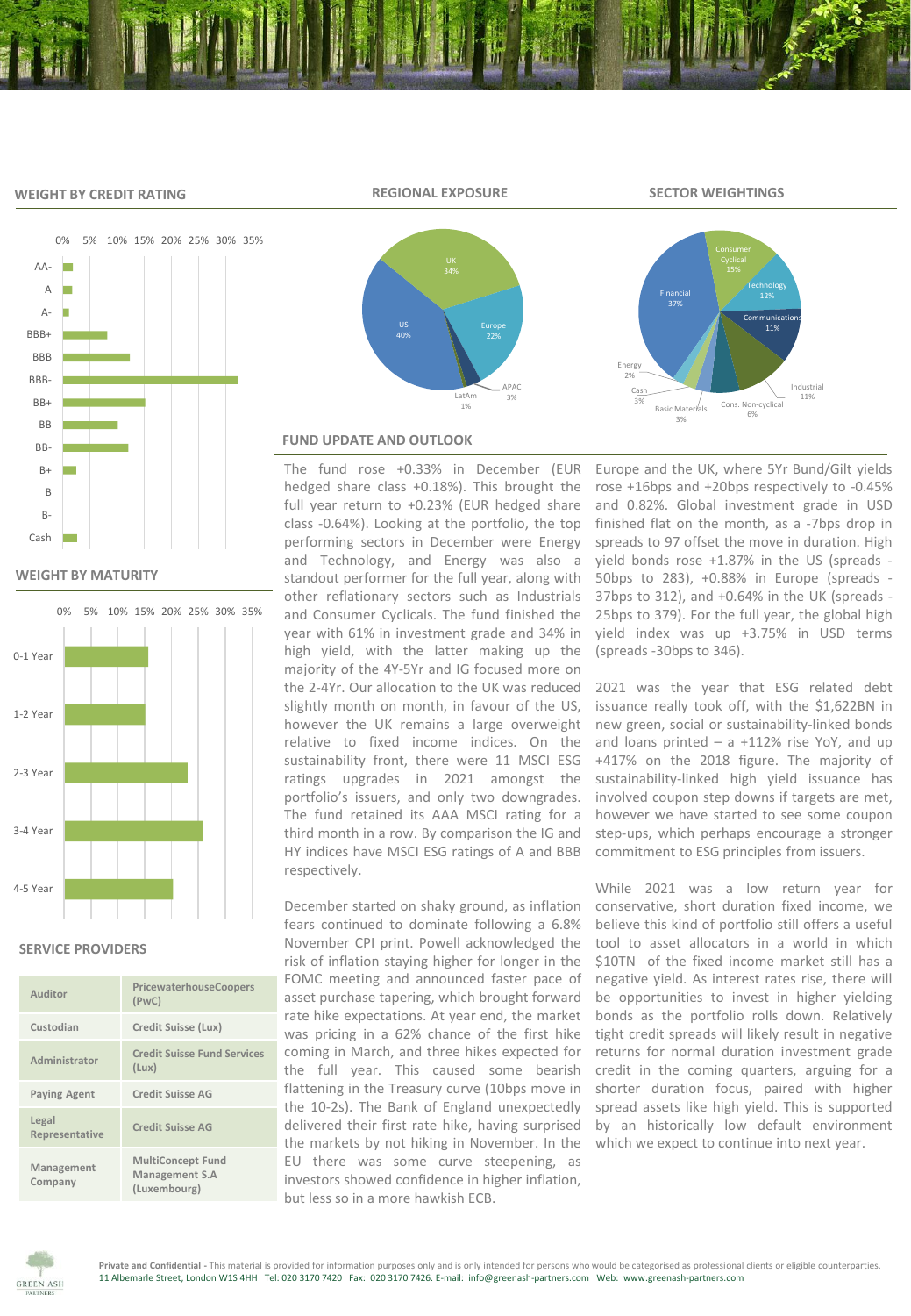## WEIGHT BY CREDIT RATING

## REGIONAL EXPOSURE

## SECTOR WEIGHTINGS

## WEIGHT BY MATURITY

## SERVICE PROVIDERS

| | |
|---|---|
| Auditor | PricewaterhouseCoopers (PwC) |
| Custodian | Credit Suisse (Lux) |
| Administrator | Credit Suisse Fund Services (Lux) |
| Paying Agent | Credit Suisse AG |
| Legal Representative | Credit Suisse AG |
| Management Company | MultiConcept Fund Management S.A (Luxembourg) |

## FUND UPDATE AND OUTLOOK

The fund rose +0.33% in December (EUR hedged share class +0.18%). This brought the full year return to +0.23% (EUR hedged share class -0.64%). Looking at the portfolio, the top performing sectors in December were Energy and Technology, and Energy was also a standout performer for the full year, along with other reflationary sectors such as Industrials and Consumer Cyclicals. The fund finished the year with 61% in investment grade and 34% in high yield, with the latter making up the majority of the 4Y-5Yr and IG focused more on the 2-4Yr. Our allocation to the UK was reduced slightly month on month, in favour of the US, however the UK remains a large overweight relative to fixed income indices. On the sustainability front, there were 11 MSCI ESG ratings upgrades in 2021 amongst the portfolio's issuers, and only two downgrades. The fund retained its AAA MSCI rating for a third month in a row. By comparison the IG and HY indices have MSCI ESG ratings of A and BBB respectively.

December started on shaky ground, as inflation fears continued to dominate following a 6.8% November CPI print. Powell acknowledged the risk of inflation staying higher for longer in the FOMC meeting and announced faster pace of asset purchase tapering, which brought forward rate hike expectations. At year end, the market was pricing in a 62% chance of the first hike coming in March, and three hikes expected for the full year. This caused some bearish flattening in the Treasury curve (10bps move in the 10-2s). The Bank of England unexpectedly delivered their first rate hike, having surprised the markets by not hiking in November. In the EU there was some curve steepening, as investors showed confidence in higher inflation, but less so in a more hawkish ECB.

Europe and the UK, where 5Yr Bund/Gilt yields rose +16bps and +20bps respectively to -0.45% and 0.82%. Global investment grade in USD finished flat on the month, as a -7bps drop in spreads to 97 offset the move in duration. High yield bonds rose +1.87% in the US (spreads -50bps to 283), +0.88% in Europe (spreads -37bps to 312), and +0.64% in the UK (spreads -25bps to 379). For the full year, the global high yield index was up +3.75% in USD terms (spreads -30bps to 346).

2021 was the year that ESG related debt issuance really took off, with the $1,622BN in new green, social or sustainability-linked bonds and loans printed – a +112% rise YoY, and up +417% on the 2018 figure. The majority of sustainability-linked high yield issuance has involved coupon step downs if targets are met, however we have started to see some coupon step-ups, which perhaps encourage a stronger commitment to ESG principles from issuers.

While 2021 was a low return year for conservative, short duration fixed income, we believe this kind of portfolio still offers a useful tool to asset allocators in a world in which $10TN of the fixed income market still has a negative yield. As interest rates rise, there will be opportunities to invest in higher yielding bonds as the portfolio rolls down. Relatively tight credit spreads will likely result in negative returns for normal duration investment grade credit in the coming quarters, arguing for a shorter duration focus, paired with higher spread assets like high yield. This is supported by an historically low default environment which we expect to continue into next year.

**Private and Confidential** - This material is provided for information purposes only and is only intended for persons who would be categorised as professional clients or eligible counterparties.
11 Albemarle Street, London W1S 4HH Tel: 020 3170 7420 Fax: 020 3170 7426. E-mail: info@greenash-partners.com Web: www.greenash-partners.com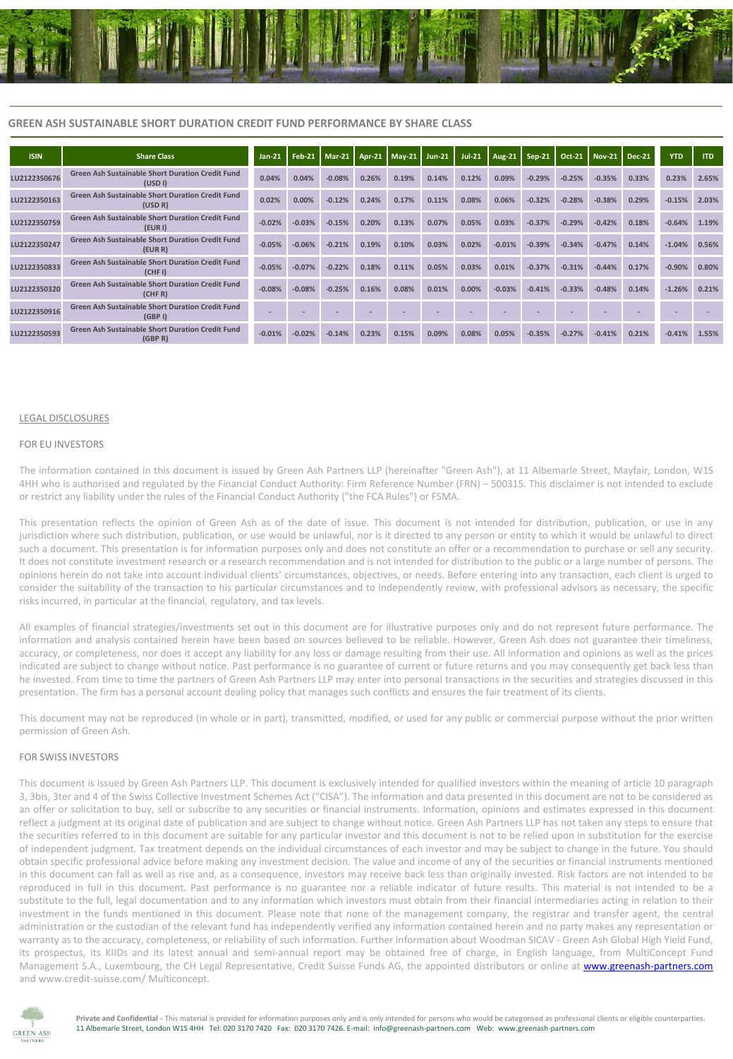## GREEN ASH SUSTAINABLE SHORT DURATION CREDIT FUND PERFORMANCE BY SHARE CLASS

| ISIN | Share Class | Jan-21 | Feb-21 | Mar-21 | Apr-21 | May-21 | Jun-21 | Jul-21 | Aug-21 | Sep-21 | Oct-21 | Nov-21 | Dec-21 | YTD | ITD |
|---|---|---|---|---|---|---|---|---|---|---|---|---|---|---|---|
| LU2122350676 | Green Ash Sustainable Short Duration Credit Fund (USD I) | 0.04% | 0.04% | -0.08% | 0.26% | 0.19% | 0.14% | 0.12% | 0.09% | -0.29% | -0.25% | -0.35% | 0.33% | 0.23% | 2.65% |
| LU2122350163 | Green Ash Sustainable Short Duration Credit Fund (USD R) | 0.02% | 0.00% | -0.12% | 0.24% | 0.17% | 0.11% | 0.08% | 0.06% | -0.32% | -0.28% | -0.38% | 0.29% | -0.15% | 2.03% |
| LU2122350759 | Green Ash Sustainable Short Duration Credit Fund (EUR I) | -0.02% | -0.03% | -0.15% | 0.20% | 0.13% | 0.07% | 0.05% | 0.03% | -0.37% | -0.29% | -0.42% | 0.18% | -0.64% | 1.19% |
| LU2122350247 | Green Ash Sustainable Short Duration Credit Fund (EUR R) | -0.05% | -0.06% | -0.21% | 0.19% | 0.10% | 0.03% | 0.02% | -0.01% | -0.39% | -0.34% | -0.47% | 0.14% | -1.04% | 0.56% |
| LU2122350833 | Green Ash Sustainable Short Duration Credit Fund (CHF I) | -0.05% | -0.07% | -0.22% | 0.18% | 0.11% | 0.05% | 0.03% | 0.01% | -0.37% | -0.31% | -0.44% | 0.17% | -0.90% | 0.80% |
| LU2122350320 | Green Ash Sustainable Short Duration Credit Fund (CHF R) | -0.08% | -0.08% | -0.25% | 0.16% | 0.08% | 0.01% | 0.00% | -0.03% | -0.41% | -0.33% | -0.48% | 0.14% | -1.26% | 0.21% |
| LU2122350916 | Green Ash Sustainable Short Duration Credit Fund (GBP I) | - | - | - | - | - | - | - | - | - | - | - | - | - | - |
| LU2122350593 | Green Ash Sustainable Short Duration Credit Fund (GBP R) | -0.01% | -0.02% | -0.14% | 0.23% | 0.15% | 0.09% | 0.08% | 0.05% | -0.35% | -0.27% | -0.41% | 0.21% | -0.41% | 1.55% |

LEGAL DISCLOSURES

FOR EU INVESTORS

The information contained in this document is issued by Green Ash Partners LLP (hereinafter "Green Ash"), at 11 Albemarle Street, Mayfair, London, W1S 4HH who is authorised and regulated by the Financial Conduct Authority: Firm Reference Number (FRN) – 500315. This disclaimer is not intended to exclude or restrict any liability under the rules of the Financial Conduct Authority ("the FCA Rules") or FSMA.

This presentation reflects the opinion of Green Ash as of the date of issue. This document is not intended for distribution, publication, or use in any jurisdiction where such distribution, publication, or use would be unlawful, nor is it directed to any person or entity to which it would be unlawful to direct such a document. This presentation is for information purposes only and does not constitute an offer or a recommendation to purchase or sell any security. It does not constitute investment research or a research recommendation and is not intended for distribution to the public or a large number of persons. The opinions herein do not take into account individual clients' circumstances, objectives, or needs. Before entering into any transaction, each client is urged to consider the suitability of the transaction to his particular circumstances and to independently review, with professional advisors as necessary, the specific risks incurred, in particular at the financial, regulatory, and tax levels.

All examples of financial strategies/investments set out in this document are for illustrative purposes only and do not represent future performance. The information and analysis contained herein have been based on sources believed to be reliable. However, Green Ash does not guarantee their timeliness, accuracy, or completeness, nor does it accept any liability for any loss or damage resulting from their use. All information and opinions as well as the prices indicated are subject to change without notice. Past performance is no guarantee of current or future returns and you may consequently get back less than he invested. From time to time the partners of Green Ash Partners LLP may enter into personal transactions in the securities and strategies discussed in this presentation. The firm has a personal account dealing policy that manages such conflicts and ensures the fair treatment of its clients.

This document may not be reproduced (in whole or in part), transmitted, modified, or used for any public or commercial purpose without the prior written permission of Green Ash.

FOR SWISS INVESTORS

This document is issued by Green Ash Partners LLP. This document is exclusively intended for qualified investors within the meaning of article 10 paragraph 3, 3bis, 3ter and 4 of the Swiss Collective Investment Schemes Act ("CISA"). The information and data presented in this document are not to be considered as an offer or solicitation to buy, sell or subscribe to any securities or financial instruments. Information, opinions and estimates expressed in this document reflect a judgment at its original date of publication and are subject to change without notice. Green Ash Partners LLP has not taken any steps to ensure that the securities referred to in this document are suitable for any particular investor and this document is not to be relied upon in substitution for the exercise of independent judgment. Tax treatment depends on the individual circumstances of each investor and may be subject to change in the future. You should obtain specific professional advice before making any investment decision. The value and income of any of the securities or financial instruments mentioned in this document can fall as well as rise and, as a consequence, investors may receive back less than originally invested. Risk factors are not intended to be reproduced in full in this document. Past performance is no guarantee nor a reliable indicator of future results. This material is not intended to be a substitute to the full, legal documentation and to any information which investors must obtain from their financial intermediaries acting in relation to their investment in the funds mentioned in this document. Please note that none of the management company, the registrar and transfer agent, the central administration or the custodian of the relevant fund has independently verified any information contained herein and no party makes any representation or warranty as to the accuracy, completeness, or reliability of such information. Further information about Woodman SICAV - Green Ash Global High Yield Fund, its prospectus, its KIIDs and its latest annual and semi-annual report may be obtained free of charge, in English language, from MultiConcept Fund Management S.A., Luxembourg, the CH Legal Representative, Credit Suisse Funds AG, the appointed distributors or online at www.greenash-partners.com and www.credit-suisse.com/ Multiconcept.

**Private and Confidential** - This material is provided for information purposes only and is only intended for persons who would be categorised as professional clients or eligible counterparties.
11 Albemarle Street, London W1S 4HH Tel: 020 3170 7420 Fax: 020 3170 7426. E-mail: info@greenash-partners.com Web: www.greenash-partners.com